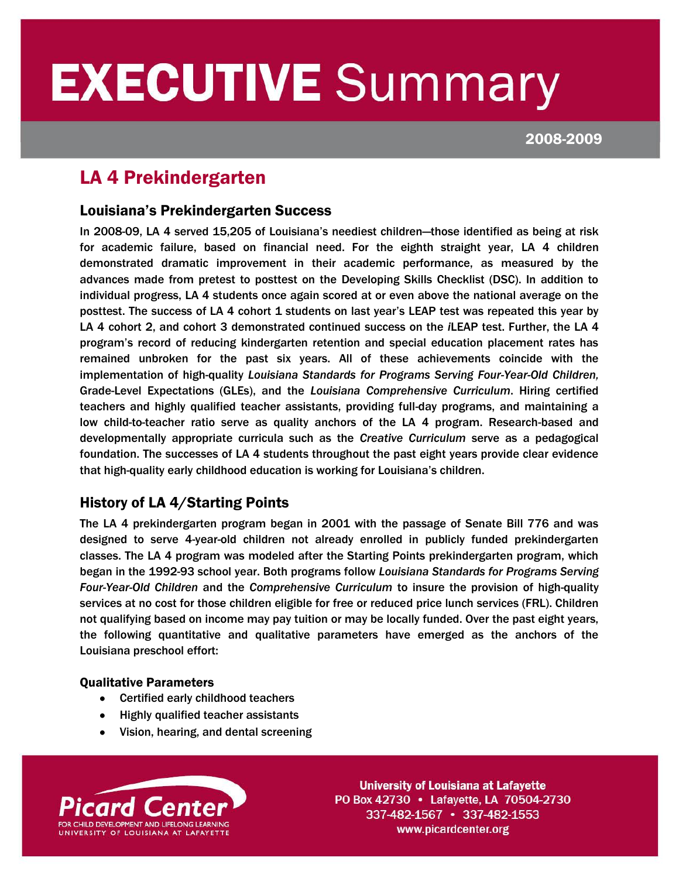# EXECUTIVE Summary

2008-2009

## LA 4 Prekindergarten

### Louisiana's Prekindergarten Success

In 2008-09, LA 4 served 15,205 of Louisiana's neediest children—those identified as being at risk for academic failure, based on financial need. For the eighth straight year, LA 4 children demonstrated dramatic improvement in their academic performance, as measured by the advances made from pretest to posttest on the Developing Skills Checklist (DSC). In addition to individual progress, LA 4 students once again scored at or even above the national average on the posttest. The success of LA 4 cohort 1 students on last year's LEAP test was repeated this year by LA 4 cohort 2, and cohort 3 demonstrated continued success on the *i*LEAP test. Further, the LA 4 program's record of reducing kindergarten retention and special education placement rates has remained unbroken for the past six years. All of these achievements coincide with the implementation of high-quality *Louisiana Standards for Programs Serving Four-Year-Old Children,* Grade-Level Expectations (GLEs), and the *Louisiana Comprehensive Curriculum*. Hiring certified teachers and highly qualified teacher assistants, providing full-day programs, and maintaining a low child-to-teacher ratio serve as quality anchors of the LA 4 program. Research-based and developmentally appropriate curricula such as the *Creative Curriculum* serve as a pedagogical foundation. The successes of LA 4 students throughout the past eight years provide clear evidence that high-quality early childhood education is working for Louisiana's children.

### History of LA 4/Starting Points

The LA 4 prekindergarten program began in 2001 with the passage of Senate Bill 776 and was designed to serve 4-year-old children not already enrolled in publicly funded prekindergarten classes. The LA 4 program was modeled after the Starting Points prekindergarten program, which began in the 1992-93 school year. Both programs follow *Louisiana Standards for Programs Serving Four-Year-Old Children* and the *Comprehensive Curriculum* to insure the provision of high-quality services at no cost for those children eligible for free or reduced price lunch services (FRL). Children not qualifying based on income may pay tuition or may be locally funded. Over the past eight years, the following quantitative and qualitative parameters have emerged as the anchors of the Louisiana preschool effort:

**Qualitative Parameters**

- Certified early childhood teachers
- Highly qualified teacher assistants
- Vision, hearing, and dental screening

Picard Center FOR CHILD DEVELOPMENT AND LIFELONG LEARNING UNIVERSITY OF LOUISIANA AT LAFAYETTE

University of Louisiana at Lafayette
PO Box 42730 • Lafayette, LA 70504-2730
337-482-1567 • 337-482-1553
www.picardcenter.org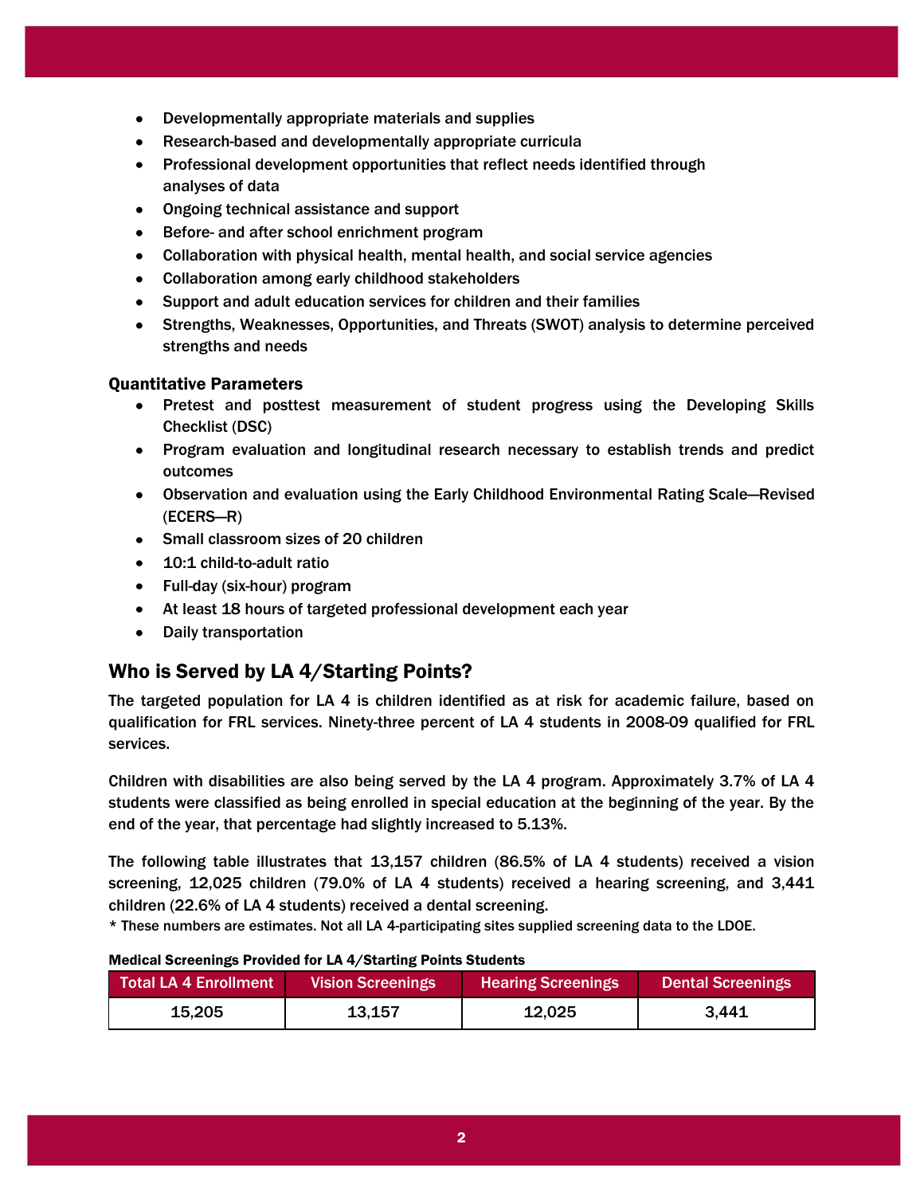- Developmentally appropriate materials and supplies
- Research-based and developmentally appropriate curricula
- Professional development opportunities that reflect needs identified through analyses of data
- Ongoing technical assistance and support
- Before- and after school enrichment program
- Collaboration with physical health, mental health, and social service agencies
- Collaboration among early childhood stakeholders
- Support and adult education services for children and their families
- Strengths, Weaknesses, Opportunities, and Threats (SWOT) analysis to determine perceived strengths and needs

**Quantitative Parameters**

- Pretest and posttest measurement of student progress using the Developing Skills Checklist (DSC)
- Program evaluation and longitudinal research necessary to establish trends and predict outcomes
- Observation and evaluation using the Early Childhood Environmental Rating Scale—Revised (ECERS—R)
- Small classroom sizes of 20 children
- 10:1 child-to-adult ratio
- Full-day (six-hour) program
- At least 18 hours of targeted professional development each year
- Daily transportation

## Who is Served by LA 4/Starting Points?

The targeted population for LA 4 is children identified as at risk for academic failure, based on qualification for FRL services. Ninety-three percent of LA 4 students in 2008-09 qualified for FRL services.

Children with disabilities are also being served by the LA 4 program. Approximately 3.7% of LA 4 students were classified as being enrolled in special education at the beginning of the year. By the end of the year, that percentage had slightly increased to 5.13%.

The following table illustrates that 13,157 children (86.5% of LA 4 students) received a vision screening, 12,025 children (79.0% of LA 4 students) received a hearing screening, and 3,441 children (22.6% of LA 4 students) received a dental screening.

* These numbers are estimates. Not all LA 4-participating sites supplied screening data to the LDOE.

**Medical Screenings Provided for LA 4/Starting Points Students**

| Total LA 4 Enrollment | Vision Screenings | Hearing Screenings | Dental Screenings |
|---|---|---|---|
| 15,205 | 13,157 | 12,025 | 3,441 |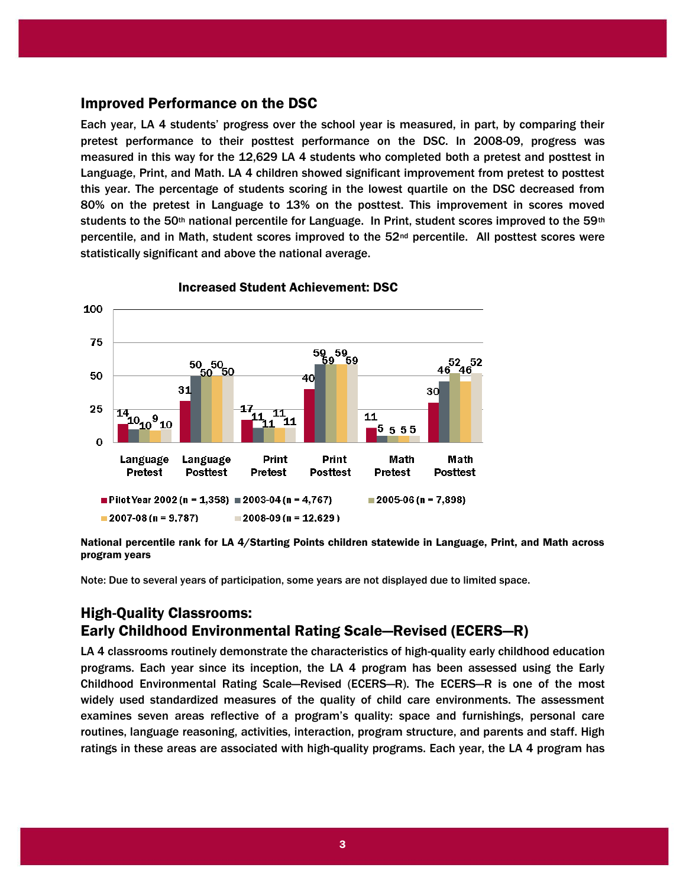## Improved Performance on the DSC

Each year, LA 4 students' progress over the school year is measured, in part, by comparing their pretest performance to their posttest performance on the DSC. In 2008-09, progress was measured in this way for the 12,629 LA 4 students who completed both a pretest and posttest in Language, Print, and Math. LA 4 children showed significant improvement from pretest to posttest this year. The percentage of students scoring in the lowest quartile on the DSC decreased from 80% on the pretest in Language to 13% on the posttest. This improvement in scores moved students to the 50th national percentile for Language. In Print, student scores improved to the 59th percentile, and in Math, student scores improved to the 52nd percentile. All posttest scores were statistically significant and above the national average.

**Increased Student Achievement: DSC**

| | Pilot Year 2002 (n = 1,358) | 2003-04 (n = 4,767) | 2005-06 (n = 7,898) | 2007-08 (n = 9,787) | 2008-09 (n = 12,629) |
|---|---|---|---|---|---|
| Language Pretest | 14 | 10 | 10 | 9 | 10 |
| Language Posttest | 31 | 50 | 50 | 50 | 50 |
| Print Pretest | 17 | 11 | 11 | 11 | 11 |
| Print Posttest | 40 | 59 | 59 | 59 | 59 |
| Math Pretest | 11 | 5 | 5 | 5 | 5 |
| Math Posttest | 30 | 46 | 52 | 46 | 52 |

**National percentile rank for LA 4/Starting Points children statewide in Language, Print, and Math across program years**

Note: Due to several years of participation, some years are not displayed due to limited space.

## High-Quality Classrooms: Early Childhood Environmental Rating Scale—Revised (ECERS—R)

LA 4 classrooms routinely demonstrate the characteristics of high-quality early childhood education programs. Each year since its inception, the LA 4 program has been assessed using the Early Childhood Environmental Rating Scale—Revised (ECERS—R). The ECERS—R is one of the most widely used standardized measures of the quality of child care environments. The assessment examines seven areas reflective of a program's quality: space and furnishings, personal care routines, language reasoning, activities, interaction, program structure, and parents and staff. High ratings in these areas are associated with high-quality programs. Each year, the LA 4 program has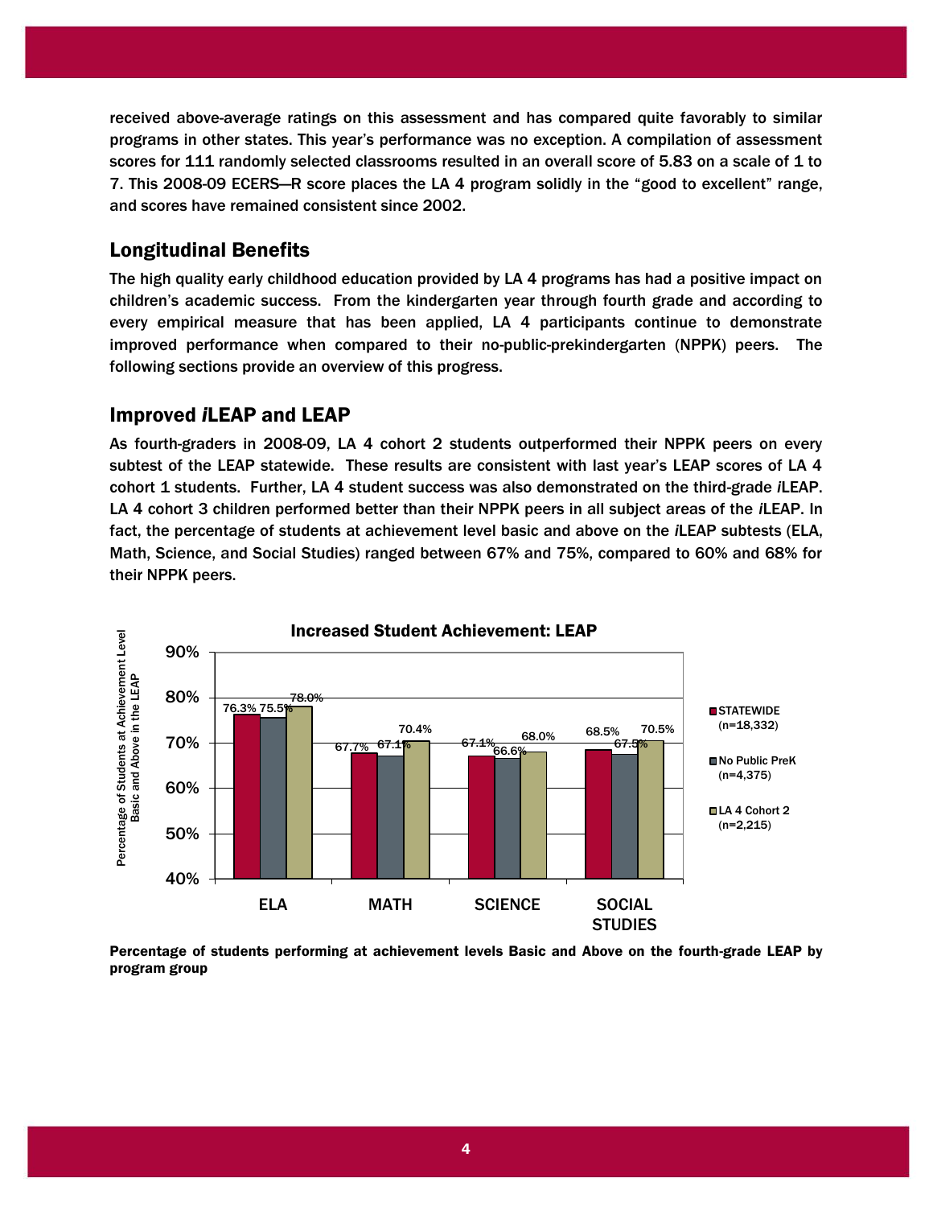received above-average ratings on this assessment and has compared quite favorably to similar programs in other states. This year's performance was no exception. A compilation of assessment scores for 111 randomly selected classrooms resulted in an overall score of 5.83 on a scale of 1 to 7. This 2008-09 ECERS—R score places the LA 4 program solidly in the "good to excellent" range, and scores have remained consistent since 2002.

## Longitudinal Benefits

The high quality early childhood education provided by LA 4 programs has had a positive impact on children's academic success. From the kindergarten year through fourth grade and according to every empirical measure that has been applied, LA 4 participants continue to demonstrate improved performance when compared to their no-public-prekindergarten (NPPK) peers. The following sections provide an overview of this progress.

## Improved *i*LEAP and LEAP

As fourth-graders in 2008-09, LA 4 cohort 2 students outperformed their NPPK peers on every subtest of the LEAP statewide. These results are consistent with last year's LEAP scores of LA 4 cohort 1 students. Further, LA 4 student success was also demonstrated on the third-grade *i*LEAP. LA 4 cohort 3 children performed better than their NPPK peers in all subject areas of the *i*LEAP. In fact, the percentage of students at achievement level basic and above on the *i*LEAP subtests (ELA, Math, Science, and Social Studies) ranged between 67% and 75%, compared to 60% and 68% for their NPPK peers.

**Increased Student Achievement: LEAP**

| | STATEWIDE (n=18,332) | No Public PreK (n=4,375) | LA 4 Cohort 2 (n=2,215) |
|---|---|---|---|
| ELA | 76.3% | 75.5% | 78.0% |
| MATH | 67.7% | 67.1% | 70.4% |
| SCIENCE | 67.1% | 66.6% | 68.0% |
| SOCIAL STUDIES | 68.5% | 67.5% | 70.5% |

**Percentage of students performing at achievement levels Basic and Above on the fourth-grade LEAP by program group**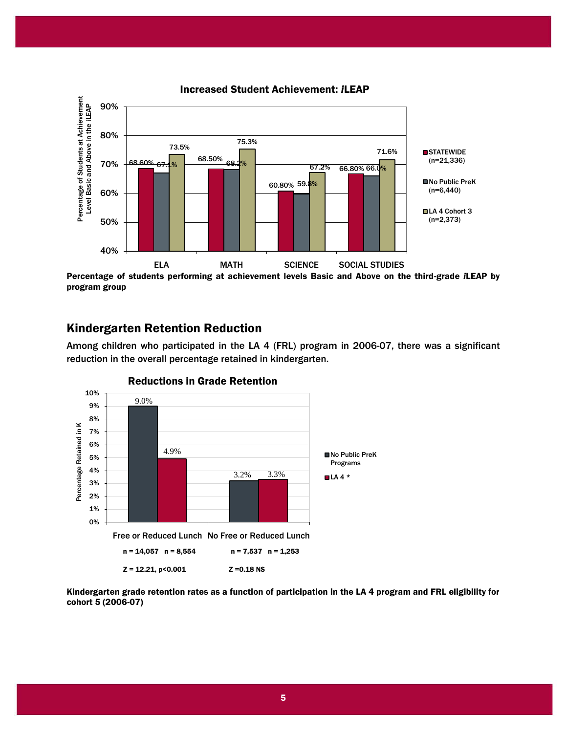**Increased Student Achievement: *i*LEAP**

| | STATEWIDE (n=21,336) | No Public PreK (n=6,440) | LA 4 Cohort 3 (n=2,373) |
|---|---|---|---|
| ELA | 68.60% | 67.1% | 73.5% |
| MATH | 68.50% | 68.2% | 75.3% |
| SCIENCE | 60.80% | 59.8% | 67.2% |
| SOCIAL STUDIES | 66.80% | 66.0% | 71.6% |

**Percentage of students performing at achievement levels Basic and Above on the third-grade *i*LEAP by program group**

## Kindergarten Retention Reduction

Among children who participated in the LA 4 (FRL) program in 2006-07, there was a significant reduction in the overall percentage retained in kindergarten.

**Reductions in Grade Retention**

| | No Public PreK Programs | LA 4 * | |
|---|---|---|---|
| Free or Reduced Lunch | 9.0% (n = 14,057) | 4.9% (n = 8,554) | Z = 12.21, $p<0.001$ |
| No Free or Reduced Lunch | 3.2% (n = 7,537) | 3.3% (n = 1,253) | Z =0.18 NS |

**Kindergarten grade retention rates as a function of participation in the LA 4 program and FRL eligibility for cohort 5 (2006-07)**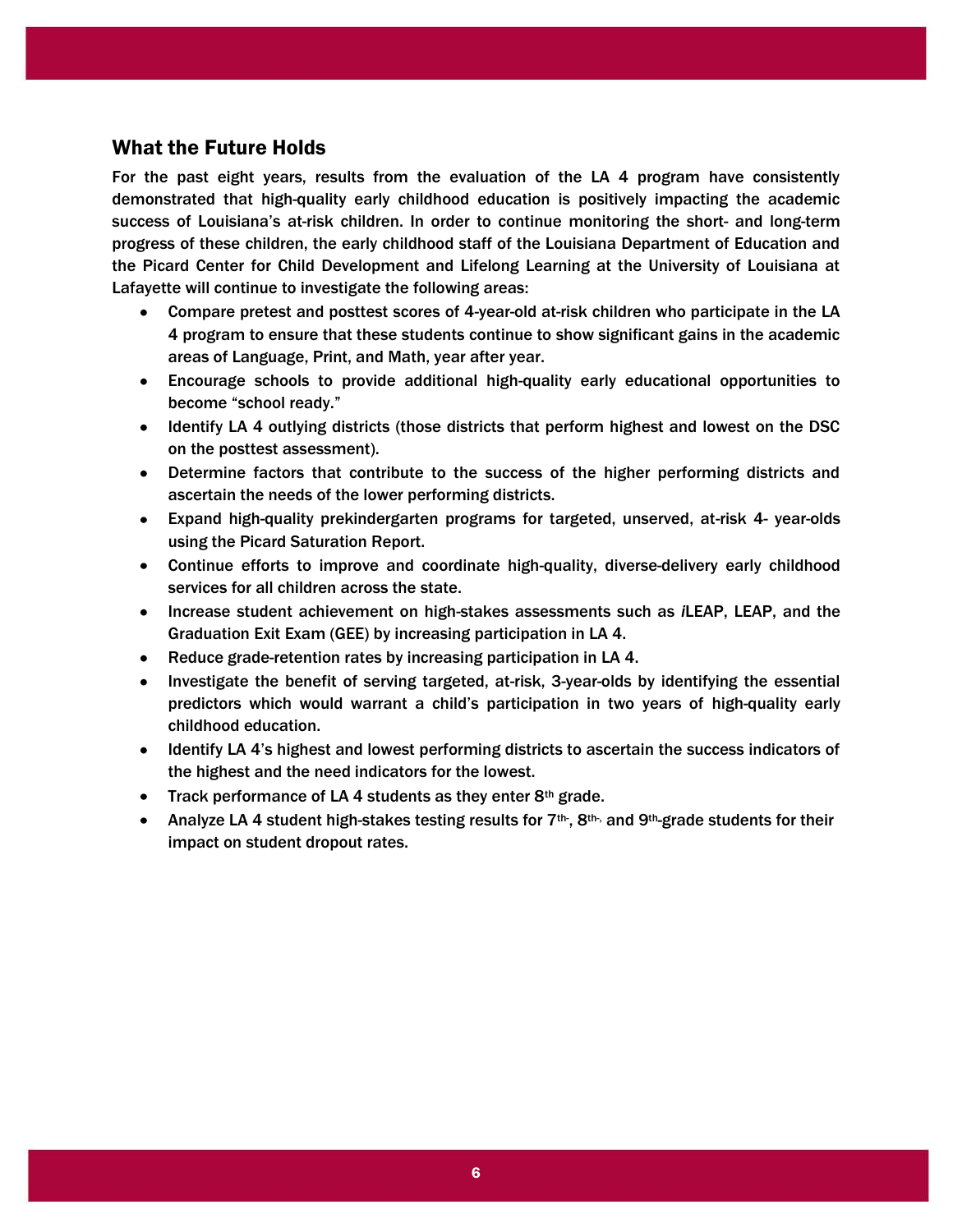## What the Future Holds

For the past eight years, results from the evaluation of the LA 4 program have consistently demonstrated that high-quality early childhood education is positively impacting the academic success of Louisiana's at-risk children. In order to continue monitoring the short- and long-term progress of these children, the early childhood staff of the Louisiana Department of Education and the Picard Center for Child Development and Lifelong Learning at the University of Louisiana at Lafayette will continue to investigate the following areas:

- Compare pretest and posttest scores of 4-year-old at-risk children who participate in the LA 4 program to ensure that these students continue to show significant gains in the academic areas of Language, Print, and Math, year after year.
- Encourage schools to provide additional high-quality early educational opportunities to become "school ready."
- Identify LA 4 outlying districts (those districts that perform highest and lowest on the DSC on the posttest assessment).
- Determine factors that contribute to the success of the higher performing districts and ascertain the needs of the lower performing districts.
- Expand high-quality prekindergarten programs for targeted, unserved, at-risk 4- year-olds using the Picard Saturation Report.
- Continue efforts to improve and coordinate high-quality, diverse-delivery early childhood services for all children across the state.
- Increase student achievement on high-stakes assessments such as *i*LEAP, LEAP, and the Graduation Exit Exam (GEE) by increasing participation in LA 4.
- Reduce grade-retention rates by increasing participation in LA 4.
- Investigate the benefit of serving targeted, at-risk, 3-year-olds by identifying the essential predictors which would warrant a child's participation in two years of high-quality early childhood education.
- Identify LA 4's highest and lowest performing districts to ascertain the success indicators of the highest and the need indicators for the lowest.
- Track performance of LA 4 students as they enter 8th grade.
- Analyze LA 4 student high-stakes testing results for 7th-, 8th-, and 9th-grade students for their impact on student dropout rates.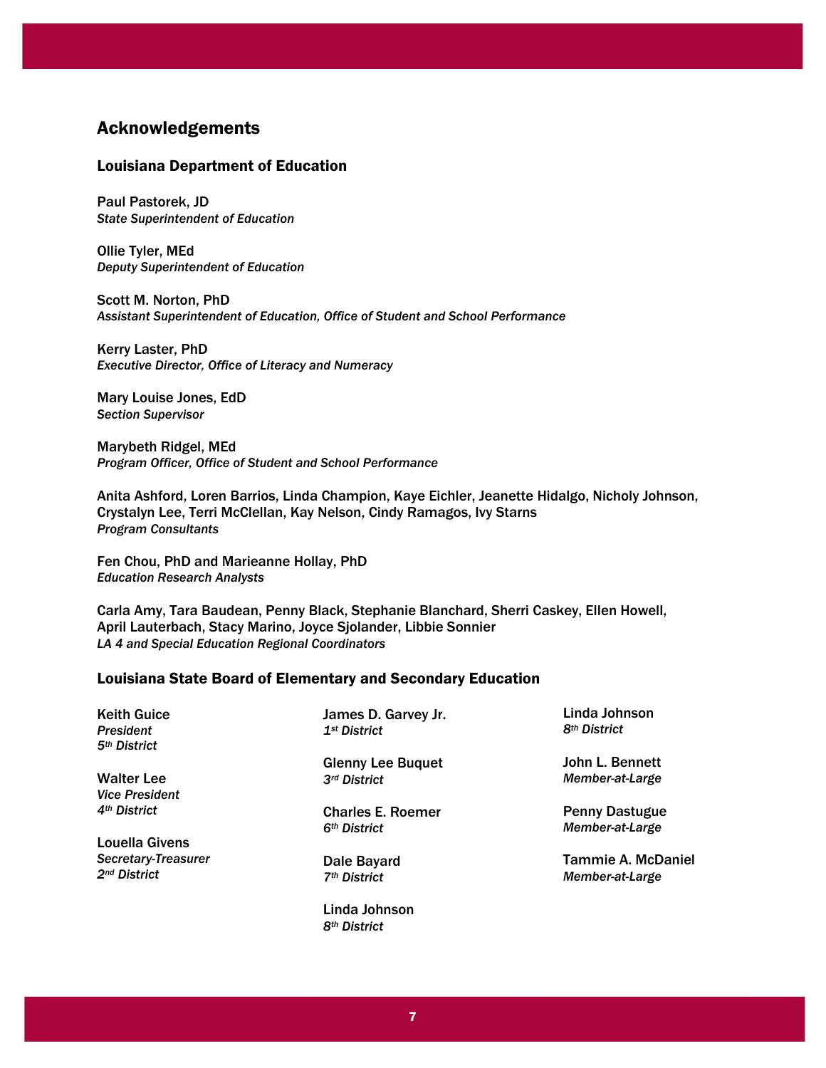## Acknowledgements

### Louisiana Department of Education

Paul Pastorek, JD
*State Superintendent of Education*

Ollie Tyler, MEd
*Deputy Superintendent of Education*

Scott M. Norton, PhD
*Assistant Superintendent of Education, Office of Student and School Performance*

Kerry Laster, PhD
*Executive Director, Office of Literacy and Numeracy*

Mary Louise Jones, EdD
*Section Supervisor*

Marybeth Ridgel, MEd
*Program Officer, Office of Student and School Performance*

Anita Ashford, Loren Barrios, Linda Champion, Kaye Eichler, Jeanette Hidalgo, Nicholy Johnson, Crystalyn Lee, Terri McClellan, Kay Nelson, Cindy Ramagos, Ivy Starns
*Program Consultants*

Fen Chou, PhD and Marieanne Hollay, PhD
*Education Research Analysts*

Carla Amy, Tara Baudean, Penny Black, Stephanie Blanchard, Sherri Caskey, Ellen Howell, April Lauterbach, Stacy Marino, Joyce Sjolander, Libbie Sonnier
*LA 4 and Special Education Regional Coordinators*

### Louisiana State Board of Elementary and Secondary Education

Keith Guice
*President*
*5th District*

Walter Lee
*Vice President*
*4th District*

Louella Givens
*Secretary-Treasurer*
*2nd District*

James D. Garvey Jr.
*1st District*

Glenny Lee Buquet
*3rd District*

Charles E. Roemer
*6th District*

Dale Bayard
*7th District*

Linda Johnson
*8th District*

Linda Johnson
*8th District*

John L. Bennett
*Member-at-Large*

Penny Dastugue
*Member-at-Large*

Tammie A. McDaniel
*Member-at-Large*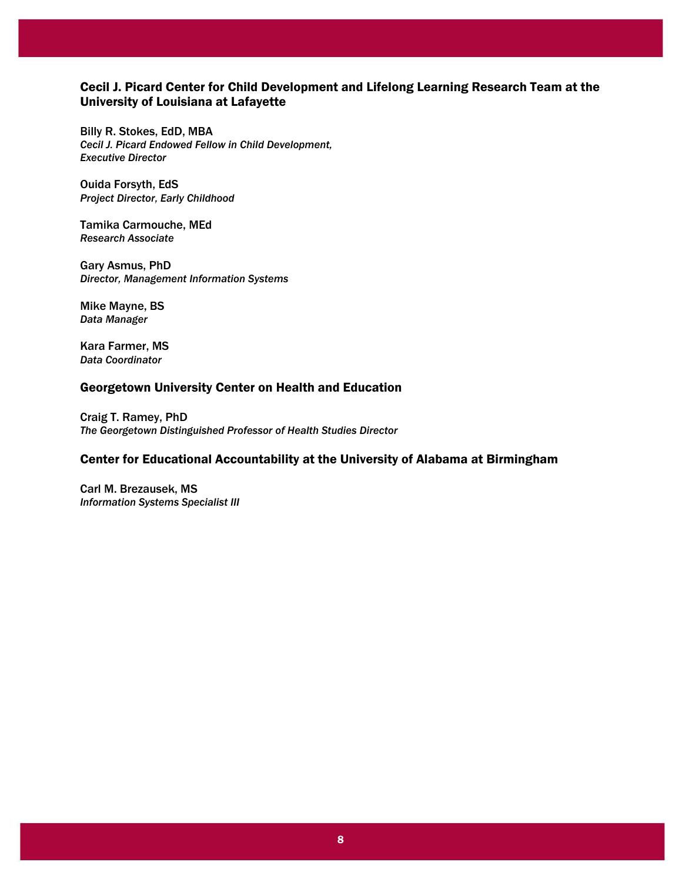### Cecil J. Picard Center for Child Development and Lifelong Learning Research Team at the University of Louisiana at Lafayette

Billy R. Stokes, EdD, MBA
*Cecil J. Picard Endowed Fellow in Child Development,*
*Executive Director*

Ouida Forsyth, EdS
*Project Director, Early Childhood*

Tamika Carmouche, MEd
*Research Associate*

Gary Asmus, PhD
*Director, Management Information Systems*

Mike Mayne, BS
*Data Manager*

Kara Farmer, MS
*Data Coordinator*

### Georgetown University Center on Health and Education

Craig T. Ramey, PhD
*The Georgetown Distinguished Professor of Health Studies Director*

### Center for Educational Accountability at the University of Alabama at Birmingham

Carl M. Brezausek, MS
*Information Systems Specialist III*